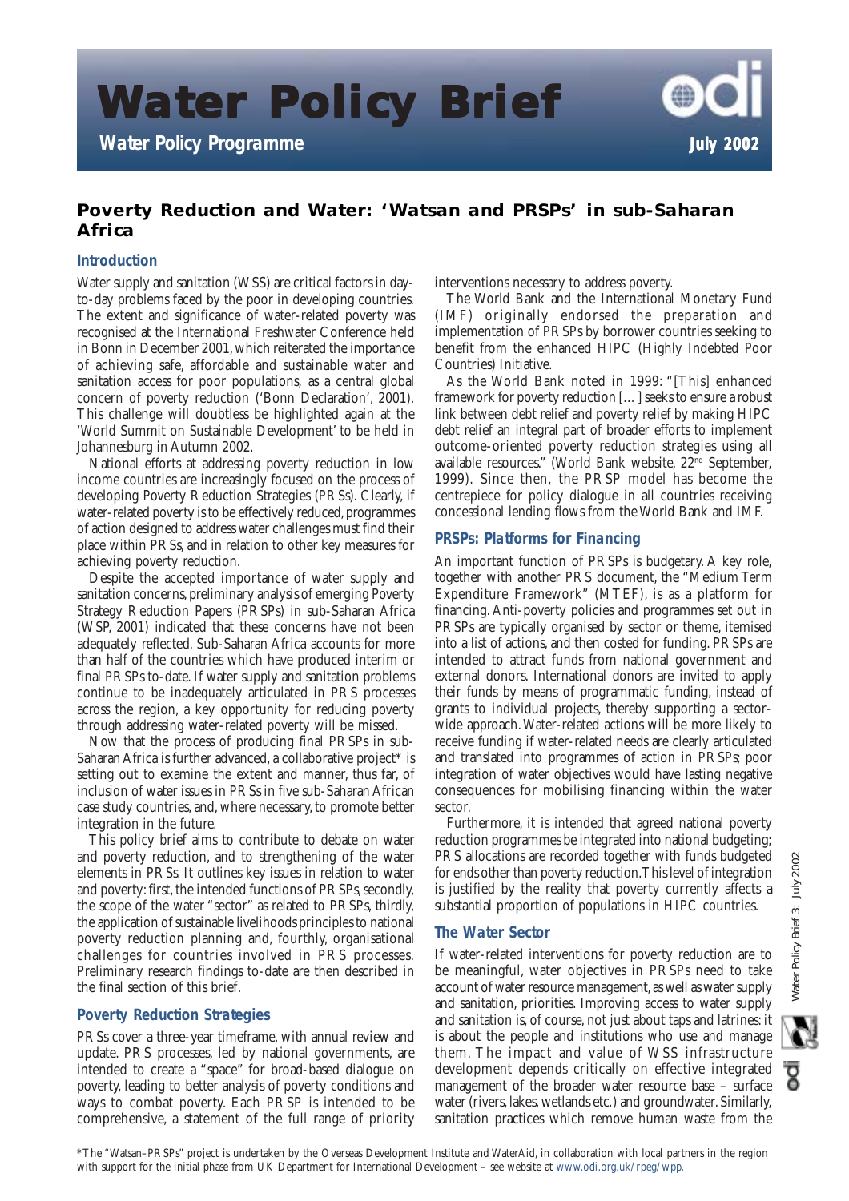# Water Policy Brief

**Water Policy Programme**

**July 2002**

## Poverty Reduction and Water: 'Watsan and PRSPs' in sub-Saharan Africa

### Introduction

Water supply and sanitation (WSS) are critical factors in day-to-day problems faced by the poor in developing countries. The extent and significance of water-related poverty was recognised at the International Freshwater Conference held in Bonn in December 2001, which reiterated the importance of achieving safe, affordable and sustainable water and sanitation access for poor populations, as a central global concern of poverty reduction ('Bonn Declaration', 2001). This challenge will doubtless be highlighted again at the 'World Summit on Sustainable Development' to be held in Johannesburg in Autumn 2002.

National efforts at addressing poverty reduction in low income countries are increasingly focused on the process of developing Poverty Reduction Strategies (PRSs). Clearly, if water-related poverty is to be effectively reduced, programmes of action designed to address water challenges must find their place within PRSs, and in relation to other key measures for achieving poverty reduction.

Despite the accepted importance of water supply and sanitation concerns, preliminary analysis of emerging Poverty Strategy Reduction Papers (PRSPs) in sub-Saharan Africa (WSP, 2001) indicated that these concerns have not been adequately reflected. Sub-Saharan Africa accounts for more than half of the countries which have produced interim or final PRSPs to-date. If water supply and sanitation problems continue to be inadequately articulated in PRS processes across the region, a key opportunity for reducing poverty through addressing water-related poverty will be missed.

Now that the process of producing final PRSPs in sub-Saharan Africa is further advanced, a collaborative project* is setting out to examine the extent and manner, thus far, of inclusion of water issues in PRSs in five sub-Saharan African case study countries, and, where necessary, to promote better integration in the future.

This policy brief aims to contribute to debate on water and poverty reduction, and to strengthening of the water elements in PRSs. It outlines key issues in relation to water and poverty: first, the intended functions of PRSPs, secondly, the scope of the water "sector" as related to PRSPs, thirdly, the application of sustainable livelihoods principles to national poverty reduction planning and, fourthly, organisational challenges for countries involved in PRS processes. Preliminary research findings to-date are then described in the final section of this brief.

### Poverty Reduction Strategies

PRSs cover a three-year timeframe, with annual review and update. PRS processes, led by national governments, are intended to create a "space" for broad-based dialogue on poverty, leading to better analysis of poverty conditions and ways to combat poverty. Each PRSP is intended to be comprehensive, a statement of the full range of priority interventions necessary to address poverty.

The World Bank and the International Monetary Fund (IMF) originally endorsed the preparation and implementation of PRSPs by borrower countries seeking to benefit from the enhanced HIPC (Highly Indebted Poor Countries) Initiative.

As the World Bank noted in 1999: "[This] enhanced framework for poverty reduction […] seeks to ensure a robust link between debt relief and poverty relief by making HIPC debt relief an integral part of broader efforts to implement outcome-oriented poverty reduction strategies using all available resources." (World Bank website, 22nd September, 1999). Since then, the PRSP model has become the centrepiece for policy dialogue in all countries receiving concessional lending flows from the World Bank and IMF.

### PRSPs: Platforms for Financing

An important function of PRSPs is budgetary. A key role, together with another PRS document, the "Medium Term Expenditure Framework" (MTEF), is as a platform for financing. Anti-poverty policies and programmes set out in PRSPs are typically organised by sector or theme, itemised into a list of actions, and then costed for funding. PRSPs are intended to attract funds from national government and external donors. International donors are invited to apply their funds by means of programmatic funding, instead of grants to individual projects, thereby supporting a sector-wide approach. Water-related actions will be more likely to receive funding if water-related needs are clearly articulated and translated into programmes of action in PRSPs; poor integration of water objectives would have lasting negative consequences for mobilising financing within the water sector.

Furthermore, it is intended that agreed national poverty reduction programmes be integrated into national budgeting; PRS allocations are recorded together with funds budgeted for ends other than poverty reduction. This level of integration is justified by the reality that poverty currently affects a substantial proportion of populations in HIPC countries.

### The Water Sector

If water-related interventions for poverty reduction are to be meaningful, water objectives in PRSPs need to take account of water resource management, as well as water supply and sanitation, priorities. Improving access to water supply and sanitation is, of course, not just about taps and latrines: it is about the people and institutions who use and manage them. The impact and value of WSS infrastructure development depends critically on effective integrated management of the broader water resource base – surface water (rivers, lakes, wetlands etc.) and groundwater. Similarly, sanitation practices which remove human waste from the

*The "Watsan–PRSPs" project is undertaken by the Overseas Development Institute and WaterAid, in collaboration with local partners in the region with support for the initial phase from UK Department for International Development – see website at www.odi.org.uk/rpeg/wpp.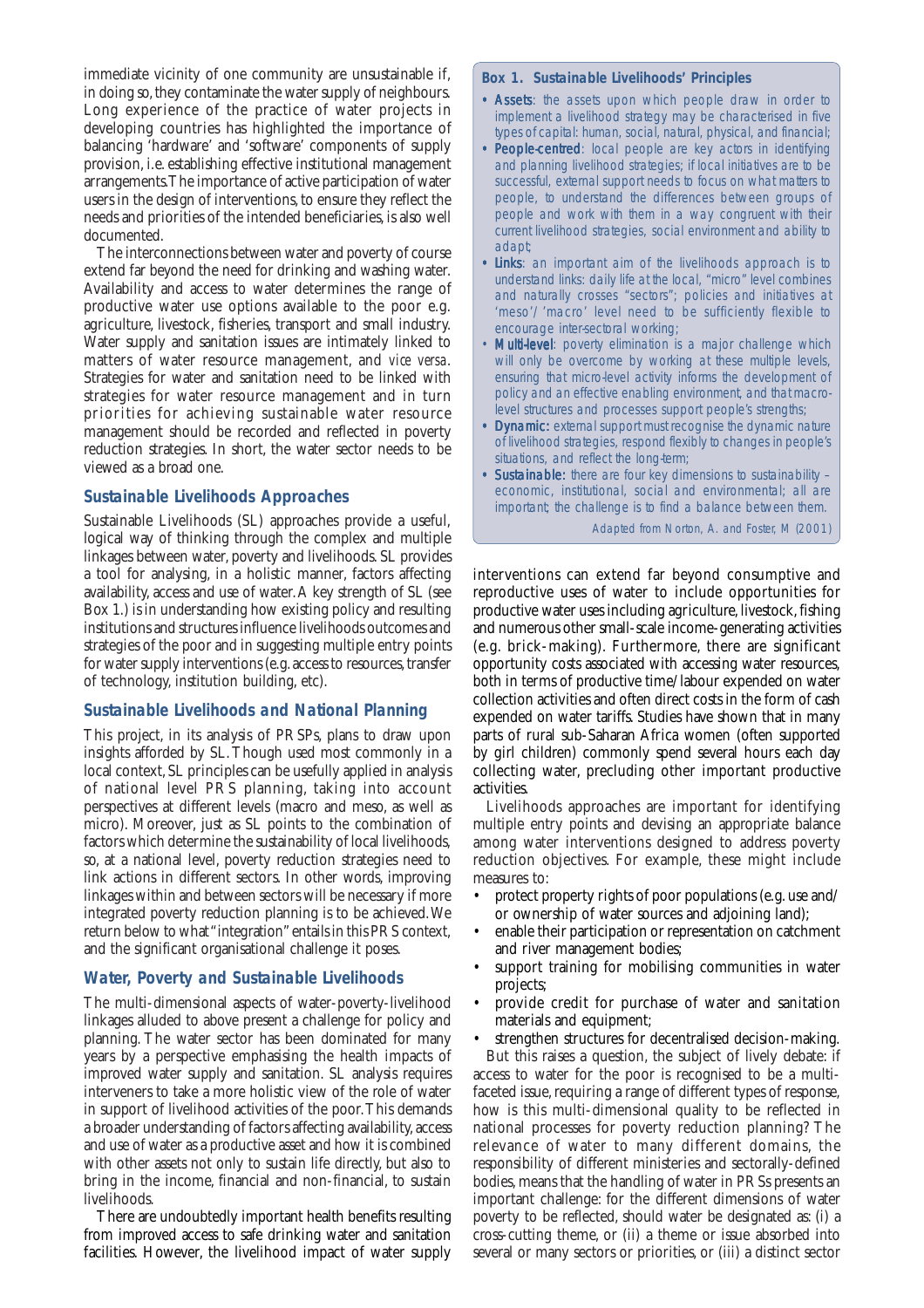immediate vicinity of one community are unsustainable if, in doing so, they contaminate the water supply of neighbours. Long experience of the practice of water projects in developing countries has highlighted the importance of balancing 'hardware' and 'software' components of supply provision, i.e. establishing effective institutional management arrangements. The importance of active participation of water users in the design of interventions, to ensure they reflect the needs and priorities of the intended beneficiaries, is also well documented.

The interconnections between water and poverty of course extend far beyond the need for drinking and washing water. Availability and access to water determines the range of productive water use options available to the poor e.g. agriculture, livestock, fisheries, transport and small industry. Water supply and sanitation issues are intimately linked to matters of water resource management, and *vice versa*. Strategies for water and sanitation need to be linked with strategies for water resource management and in turn priorities for achieving sustainable water resource management should be recorded and reflected in poverty reduction strategies. In short, the water sector needs to be viewed as a broad one.

## Sustainable Livelihoods Approaches

Sustainable Livelihoods (SL) approaches provide a useful, logical way of thinking through the complex and multiple linkages between water, poverty and livelihoods. SL provides a tool for analysing, in a holistic manner, factors affecting availability, access and use of water. A key strength of SL (see Box 1.) is in understanding how existing policy and resulting institutions and structures influence livelihoods outcomes and strategies of the poor and in suggesting multiple entry points for water supply interventions (e.g. access to resources, transfer of technology, institution building, etc).

## Sustainable Livelihoods and National Planning

This project, in its analysis of PRSPs, plans to draw upon insights afforded by SL. Though used most commonly in a local context, SL principles can be usefully applied in analysis of national level PRS planning, taking into account perspectives at different levels (macro and meso, as well as micro). Moreover, just as SL points to the combination of factors which determine the sustainability of local livelihoods, so, at a national level, poverty reduction strategies need to link actions in different sectors. In other words, improving linkages within and between sectors will be necessary if more integrated poverty reduction planning is to be achieved. We return below to what "integration" entails in this PRS context, and the significant organisational challenge it poses.

## Water, Poverty and Sustainable Livelihoods

The multi-dimensional aspects of water-poverty-livelihood linkages alluded to above present a challenge for policy and planning. The water sector has been dominated for many years by a perspective emphasising the health impacts of improved water supply and sanitation. SL analysis requires interveners to take a more holistic view of the role of water in support of livelihood activities of the poor. This demands a broader understanding of factors affecting availability, access and use of water as a productive asset and how it is combined with other assets not only to sustain life directly, but also to bring in the income, financial and non-financial, to sustain livelihoods.

There are undoubtedly important health benefits resulting from improved access to safe drinking water and sanitation facilities. However, the livelihood impact of water supply interventions can extend far beyond consumptive and reproductive uses of water to include opportunities for productive water uses including agriculture, livestock, fishing and numerous other small-scale income-generating activities (e.g. brick-making). Furthermore, there are significant opportunity costs associated with accessing water resources, both in terms of productive time/labour expended on water collection activities and often direct costs in the form of cash expended on water tariffs. Studies have shown that in many parts of rural sub-Saharan Africa women (often supported by girl children) commonly spend several hours each day collecting water, precluding other important productive activities.

> **Box 1. Sustainable Livelihoods' Principles**
>
> - **Assets**: the assets upon which people draw in order to implement a livelihood strategy may be characterised in five types of capital: human, social, natural, physical, and financial;
> - **People-centred**: local people are key actors in identifying and planning livelihood strategies; if local initiatives are to be successful, external support needs to focus on what matters to people, to understand the differences between groups of people and work with them in a way congruent with their current livelihood strategies, social environment and ability to adapt;
> - **Links**: an important aim of the livelihoods approach is to understand links: daily life at the local, "micro" level combines and naturally crosses "sectors"; policies and initiatives at 'meso'/'macro' level need to be sufficiently flexible to encourage inter-sectoral working;
> - **Multi-level**: poverty elimination is a major challenge which will only be overcome by working at these multiple levels, ensuring that micro-level activity informs the development of policy and an effective enabling environment, and that macro-level structures and processes support people's strengths;
> - **Dynamic:** external support must recognise the dynamic nature of livelihood strategies, respond flexibly to changes in people's situations, and reflect the long-term;
> - **Sustainable:** there are four key dimensions to sustainability – economic, institutional, social and environmental; all are important; the challenge is to find a balance between them.
>
> Adapted from Norton, A. and Foster, M (2001)

Livelihoods approaches are important for identifying multiple entry points and devising an appropriate balance among water interventions designed to address poverty reduction objectives. For example, these might include measures to:

- protect property rights of poor populations (e.g. use and/ or ownership of water sources and adjoining land);
- enable their participation or representation on catchment and river management bodies;
- support training for mobilising communities in water projects;
- provide credit for purchase of water and sanitation materials and equipment;
- strengthen structures for decentralised decision-making.

But this raises a question, the subject of lively debate: if access to water for the poor is recognised to be a multi-faceted issue, requiring a range of different types of response, how is this multi-dimensional quality to be reflected in national processes for poverty reduction planning? The relevance of water to many different domains, the responsibility of different ministeries and sectorally-defined bodies, means that the handling of water in PRSs presents an important challenge: for the different dimensions of water poverty to be reflected, should water be designated as: (i) a cross-cutting theme, or (ii) a theme or issue absorbed into several or many sectors or priorities, or (iii) a distinct sector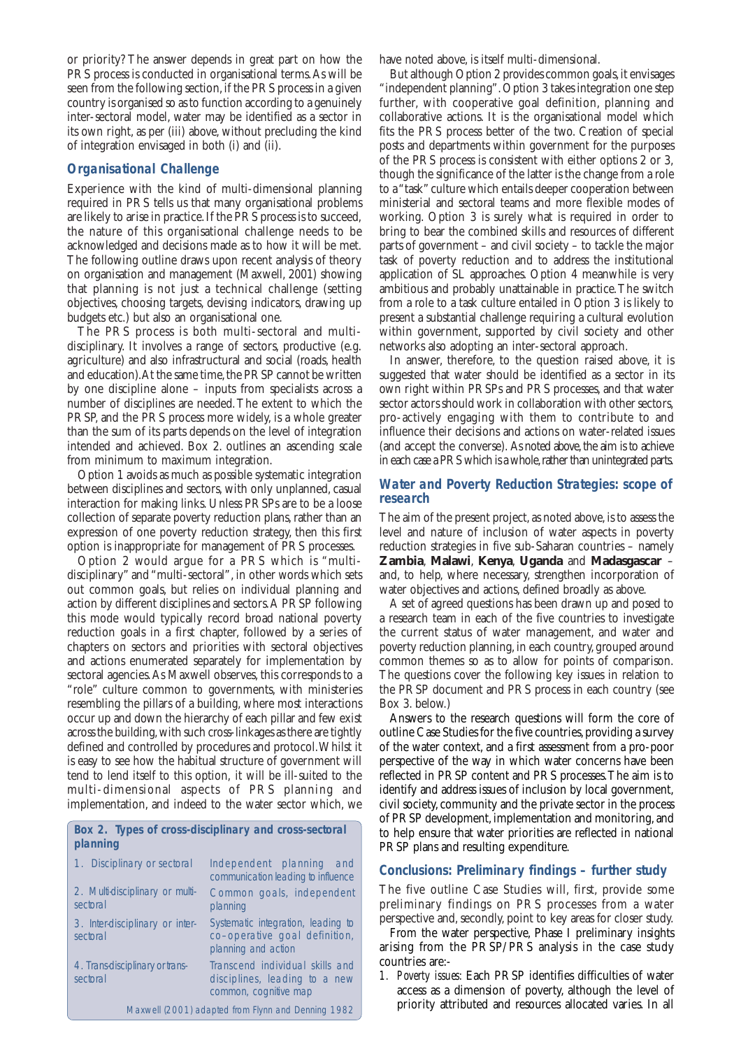or priority? The answer depends in great part on how the PRS process is conducted in organisational terms. As will be seen from the following section, if the PRS process in a given country is organised so as to function according to a genuinely inter-sectoral model, water may be identified as a sector in its own right, as per (iii) above, without precluding the kind of integration envisaged in both (i) and (ii).

## Organisational Challenge

Experience with the kind of multi-dimensional planning required in PRS tells us that many organisational problems are likely to arise in practice. If the PRS process is to succeed, the nature of this organisational challenge needs to be acknowledged and decisions made as to how it will be met. The following outline draws upon recent analysis of theory on organisation and management (Maxwell, 2001) showing that planning is not just a technical challenge (setting objectives, choosing targets, devising indicators, drawing up budgets etc.) but also an organisational one.

The PRS process is both multi-sectoral and multi-disciplinary. It involves a range of sectors, productive (e.g. agriculture) and also infrastructural and social (roads, health and education). At the same time, the PRSP cannot be written by one discipline alone – inputs from specialists across a number of disciplines are needed. The extent to which the PRSP, and the PRS process more widely, is a whole greater than the sum of its parts depends on the level of integration intended and achieved. Box 2. outlines an ascending scale from minimum to maximum integration.

Option 1 avoids as much as possible systematic integration between disciplines and sectors, with only unplanned, casual interaction for making links. Unless PRSPs are to be a loose collection of separate poverty reduction plans, rather than an expression of one poverty reduction strategy, then this first option is inappropriate for management of PRS processes.

Option 2 would argue for a PRS which is "multi-disciplinary" and "multi-sectoral", in other words which sets out common goals, but relies on individual planning and action by different disciplines and sectors. A PRSP following this mode would typically record broad national poverty reduction goals in a first chapter, followed by a series of chapters on sectors and priorities with sectoral objectives and actions enumerated separately for implementation by sectoral agencies. As Maxwell observes, this corresponds to a "role" culture common to governments, with ministeries resembling the pillars of a building, where most interactions occur up and down the hierarchy of each pillar and few exist across the building, with such cross-linkages as there are tightly defined and controlled by procedures and protocol. Whilst it is easy to see how the habitual structure of government will tend to lend itself to this option, it will be ill-suited to the multi-dimensional aspects of PRS planning and implementation, and indeed to the water sector which, we have noted above, is itself multi-dimensional.

**Box 2. Types of cross-disciplinary and cross-sectoral planning**

| | |
|---|---|
| 1. Disciplinary or sectoral | Independent planning and communication leading to influence |
| 2. Multi-disciplinary or multi-sectoral | Common goals, independent planning |
| 3. Inter-disciplinary or inter-sectoral | Systematic integration, leading to co-operative goal definition, planning and action |
| 4. Trans-disciplinary or trans-sectoral | Transcend individual skills and disciplines, leading to a new common, cognitive map |

Maxwell (2001) adapted from Flynn and Denning 1982

But although Option 2 provides common goals, it envisages "independent planning". Option 3 takes integration one step further, with cooperative goal definition, planning and collaborative actions. It is the organisational model which fits the PRS process better of the two. Creation of special posts and departments within government for the purposes of the PRS process is consistent with either options 2 or 3, though the significance of the latter is the change from a role to a "task" culture which entails deeper cooperation between ministerial and sectoral teams and more flexible modes of working. Option 3 is surely what is required in order to bring to bear the combined skills and resources of different parts of government – and civil society – to tackle the major task of poverty reduction and to address the institutional application of SL approaches. Option 4 meanwhile is very ambitious and probably unattainable in practice. The switch from a role to a task culture entailed in Option 3 is likely to present a substantial challenge requiring a cultural evolution within government, supported by civil society and other networks also adopting an inter-sectoral approach.

In answer, therefore, to the question raised above, it is suggested that water should be identified as a sector in its own right within PRSPs and PRS processes, and that water sector actors should work in collaboration with other sectors, pro-actively engaging with them to contribute to and influence their decisions and actions on water-related issues (and accept the converse). As noted above, the aim is to achieve in each case a PRS which is a whole, rather than unintegrated parts.

## Water and Poverty Reduction Strategies: scope of research

The aim of the present project, as noted above, is to assess the level and nature of inclusion of water aspects in poverty reduction strategies in five sub-Saharan countries – namely **Zambia**, **Malawi**, **Kenya**, **Uganda** and **Madasgascar** – and, to help, where necessary, strengthen incorporation of water objectives and actions, defined broadly as above.

A set of agreed questions has been drawn up and posed to a research team in each of the five countries to investigate the current status of water management, and water and poverty reduction planning, in each country, grouped around common themes so as to allow for points of comparison. The questions cover the following key issues in relation to the PRSP document and PRS process in each country (see Box 3. below.)

Answers to the research questions will form the core of outline Case Studies for the five countries, providing a survey of the water context, and a first assessment from a pro-poor perspective of the way in which water concerns have been reflected in PRSP content and PRS processes. The aim is to identify and address issues of inclusion by local government, civil society, community and the private sector in the process of PRSP development, implementation and monitoring, and to help ensure that water priorities are reflected in national PRSP plans and resulting expenditure.

## Conclusions: Preliminary findings – further study

The five outline Case Studies will, first, provide some preliminary findings on PRS processes from a water perspective and, secondly, point to key areas for closer study.

From the water perspective, Phase I preliminary insights arising from the PRSP/PRS analysis in the case study countries are:-

1. *Poverty issues:* Each PRSP identifies difficulties of water access as a dimension of poverty, although the level of priority attributed and resources allocated varies. In all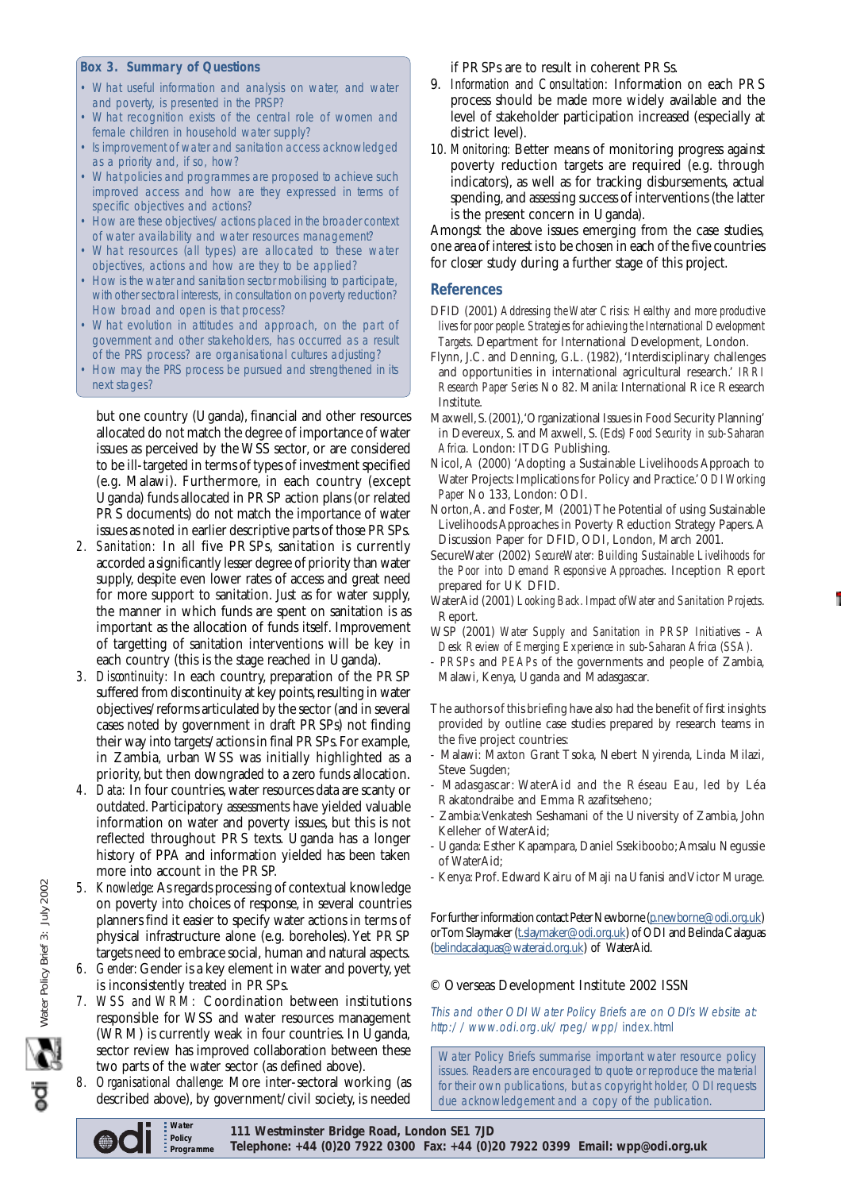**Box 3. Summary of Questions**

- What useful information and analysis on water, and water and poverty, is presented in the PRSP?
- What recognition exists of the central role of women and female children in household water supply?
- Is improvement of water and sanitation access acknowledged as a priority and, if so, how?
- What policies and programmes are proposed to achieve such improved access and how are they expressed in terms of specific objectives and actions?
- How are these objectives/actions placed in the broader context of water availability and water resources management?
- What resources (all types) are allocated to these water objectives, actions and how are they to be applied?
- How is the water and sanitation sector mobilising to participate, with other sectoral interests, in consultation on poverty reduction? How broad and open is that process?
- What evolution in attitudes and approach, on the part of government and other stakeholders, has occurred as a result of the PRS process? are organisational cultures adjusting?
- How may the PRS process be pursued and strengthened in its next stages?

but one country (Uganda), financial and other resources allocated do not match the degree of importance of water issues as perceived by the WSS sector, or are considered to be ill-targeted in terms of types of investment specified (e.g. Malawi). Furthermore, in each country (except Uganda) funds allocated in PRSP action plans (or related PRS documents) do not match the importance of water issues as noted in earlier descriptive parts of those PRSPs.

2. *Sanitation:* In all five PRSPs, sanitation is currently accorded a significantly lesser degree of priority than water supply, despite even lower rates of access and great need for more support to sanitation. Just as for water supply, the manner in which funds are spent on sanitation is as important as the allocation of funds itself. Improvement of targetting of sanitation interventions will be key in each country (this is the stage reached in Uganda).
3. *Discontinuity:* In each country, preparation of the PRSP suffered from discontinuity at key points, resulting in water objectives/reforms articulated by the sector (and in several cases noted by government in draft PRSPs) not finding their way into targets/actions in final PRSPs. For example, in Zambia, urban WSS was initially highlighted as a priority, but then downgraded to a zero funds allocation.
4. *Data:* In four countries, water resources data are scanty or outdated. Participatory assessments have yielded valuable information on water and poverty issues, but this is not reflected throughout PRS texts. Uganda has a longer history of PPA and information yielded has been taken more into account in the PRSP.
5. *Knowledge:* As regards processing of contextual knowledge on poverty into choices of response, in several countries planners find it easier to specify water actions in terms of physical infrastructure alone (e.g. boreholes). Yet PRSP targets need to embrace social, human and natural aspects.
6. *Gender:* Gender is a key element in water and poverty, yet is inconsistently treated in PRSPs.
7. *WSS and WRM:* Coordination between institutions responsible for WSS and water resources management (WRM) is currently weak in four countries. In Uganda, sector review has improved collaboration between these two parts of the water sector (as defined above).
8. *Organisational challenge:* More inter-sectoral working (as described above), by government/civil society, is needed if PRSPs are to result in coherent PRSs.
9. *Information and Consultation:* Information on each PRS process should be made more widely available and the level of stakeholder participation increased (especially at district level).
10. *Monitoring:* Better means of monitoring progress against poverty reduction targets are required (e.g. through indicators), as well as for tracking disbursements, actual spending, and assessing success of interventions (the latter is the present concern in Uganda).

Amongst the above issues emerging from the case studies, one area of interest is to be chosen in each of the five countries for closer study during a further stage of this project.

## References

DFID (2001) *Addressing the Water Crisis: Healthy and more productive lives for poor people. Strategies for achieving the International Development Targets.* Department for International Development, London.

Flynn, J.C. and Denning, G.L. (1982), 'Interdisciplinary challenges and opportunities in international agricultural research.' *IRRI Research Paper Series* No 82. Manila: International Rice Research Institute.

Maxwell, S. (2001), 'Organizational Issues in Food Security Planning' in Devereux, S. and Maxwell, S. (Eds) *Food Security in sub-Saharan Africa*. London: ITDG Publishing.

Nicol, A (2000) 'Adopting a Sustainable Livelihoods Approach to Water Projects: Implications for Policy and Practice.' *ODI Working Paper* No 133, London: ODI.

Norton, A. and Foster, M (2001) The Potential of using Sustainable Livelihoods Approaches in Poverty Reduction Strategy Papers. A Discussion Paper for DFID, ODI, London, March 2001.

SecureWater (2002) *SecureWater: Building Sustainable Livelihoods for the Poor into Demand Responsive Approaches*. Inception Report prepared for UK DFID.

WaterAid (2001) *Looking Back. Impact of Water and Sanitation Projects*. Report.

WSP (2001) *Water Supply and Sanitation in PRSP Initiatives – A Desk Review of Emerging Experience in sub-Saharan Africa (SSA)*.

- *PRSPs* and *PEAPs* of the governments and people of Zambia, Malawi, Kenya, Uganda and Madasgascar.

The authors of this briefing have also had the benefit of first insights provided by outline case studies prepared by research teams in the five project countries:

- Malawi: Maxton Grant Tsoka, Nebert Nyirenda, Linda Milazi, Steve Sugden;
- Madasgascar: WaterAid and the Réseau Eau, led by Léa Rakatondraibe and Emma Razafitseheno;
- Zambia: Venkatesh Seshamani of the University of Zambia, John Kelleher of WaterAid;
- Uganda: Esther Kapampara, Daniel Ssekiboobo; Amsalu Negussie of WaterAid;
- Kenya: Prof. Edward Kairu of Maji na Ufanisi and Victor Murage.

For further information contact Peter Newborne (p.newborne@odi.org.uk) or Tom Slaymaker (t.slaymaker@odi.org.uk) of ODI and Belinda Calaguas (belindacalaguas@wateraid.org.uk) of WaterAid.

© Overseas Development Institute 2002 ISSN

*This and other ODI Water Policy Briefs are on ODI's Website at: http://www.odi.org.uk/rpeg/wpp/index.html*

Water Policy Briefs summarise important water resource policy issues. Readers are encouraged to quote or reproduce the material for their own publications, but as copyright holder, ODI requests due acknowledgement and a copy of the publication.

odi Water Policy Programme

**111 Westminster Bridge Road, London SE1 7JD**
**Telephone: +44 (0)20 7922 0300 Fax: +44 (0)20 7922 0399 Email: wpp@odi.org.uk**